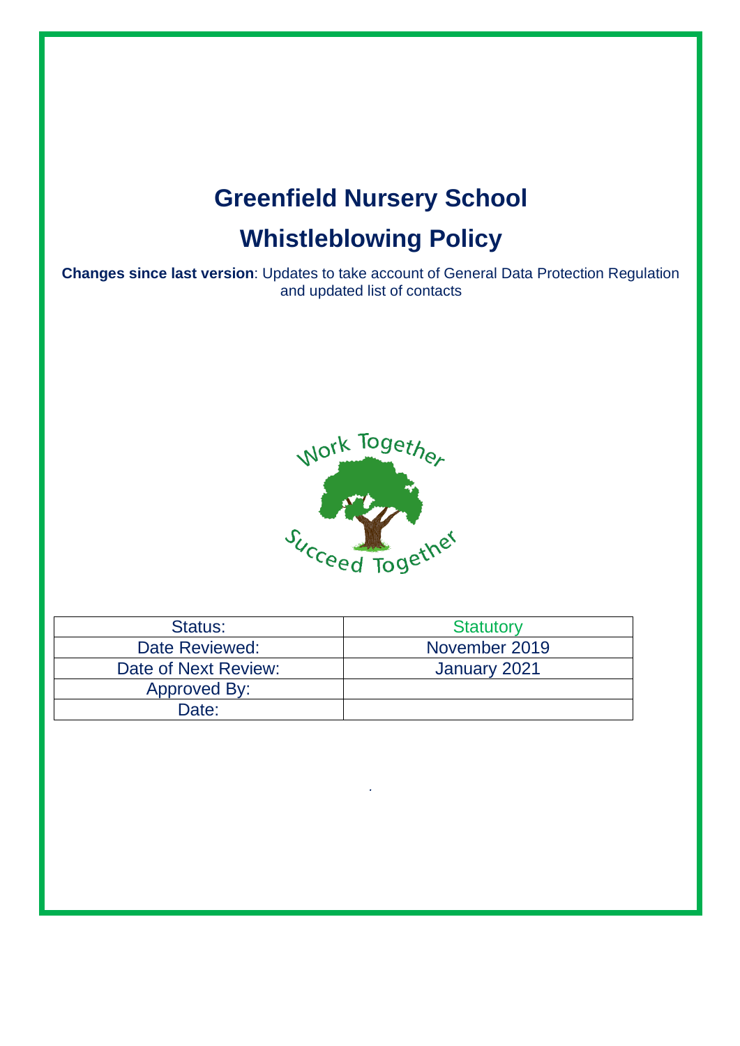# Greenfield Nursery School

# Whistleblowing Policy

**Changes since last version**: Updates to take account of General Data Protection Regulation and updated list of contacts

| Status: | Statutory |
|---|---|
| Date Reviewed: | November 2019 |
| Date of Next Review: | January 2021 |
| Approved By: | |
| Date: | |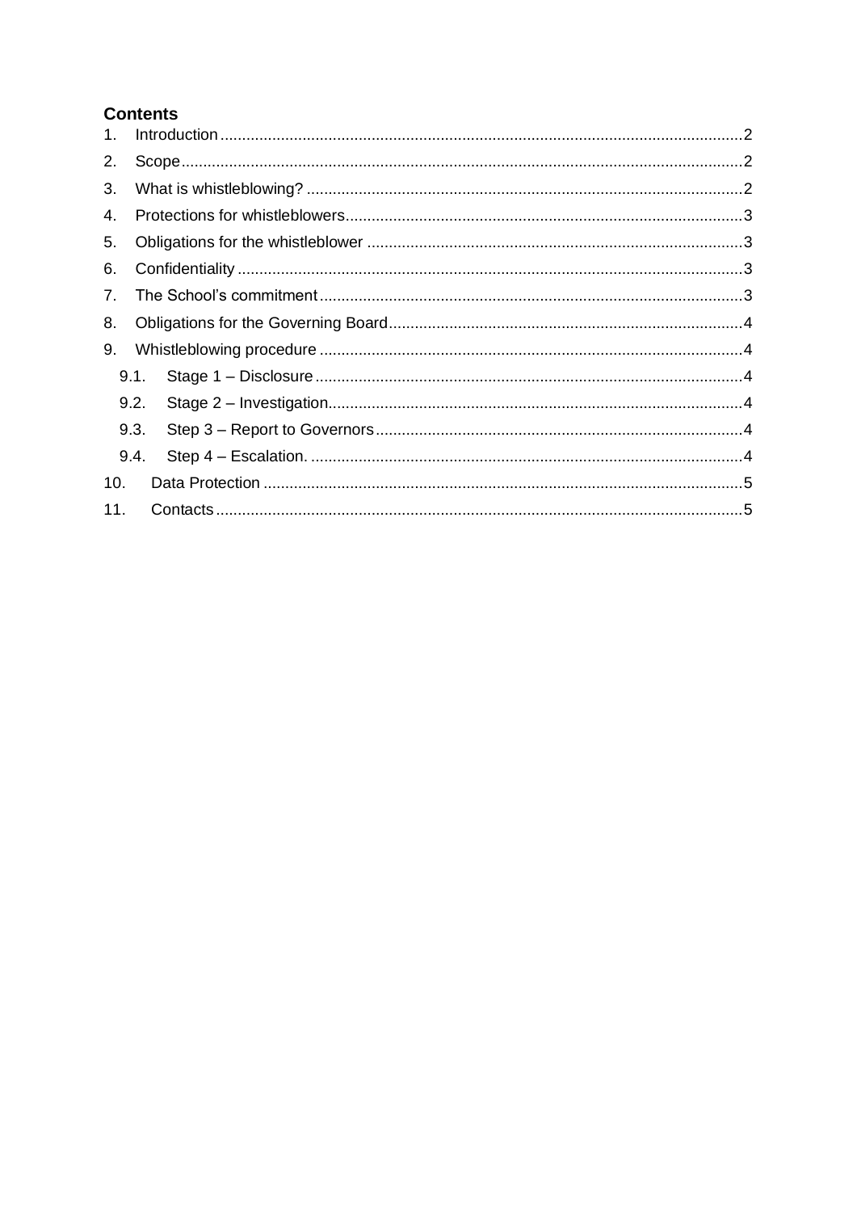## Contents

1. Introduction ........................................................................................................................ 2
2. Scope ................................................................................................................................. 2
3. What is whistleblowing? .................................................................................................... 2
4. Protections for whistleblowers ........................................................................................... 3
5. Obligations for the whistleblower ...................................................................................... 3
6. Confidentiality .................................................................................................................... 3
7. The School's commitment ................................................................................................. 3
8. Obligations for the Governing Board ................................................................................. 4
9. Whistleblowing procedure ................................................................................................. 4
   - 9.1. Stage 1 – Disclosure .................................................................................................. 4
   - 9.2. Stage 2 – Investigation ............................................................................................... 4
   - 9.3. Step 3 – Report to Governors .................................................................................... 4
   - 9.4. Step 4 – Escalation. ................................................................................................... 4
10. Data Protection .............................................................................................................. 5
11. Contacts ......................................................................................................................... 5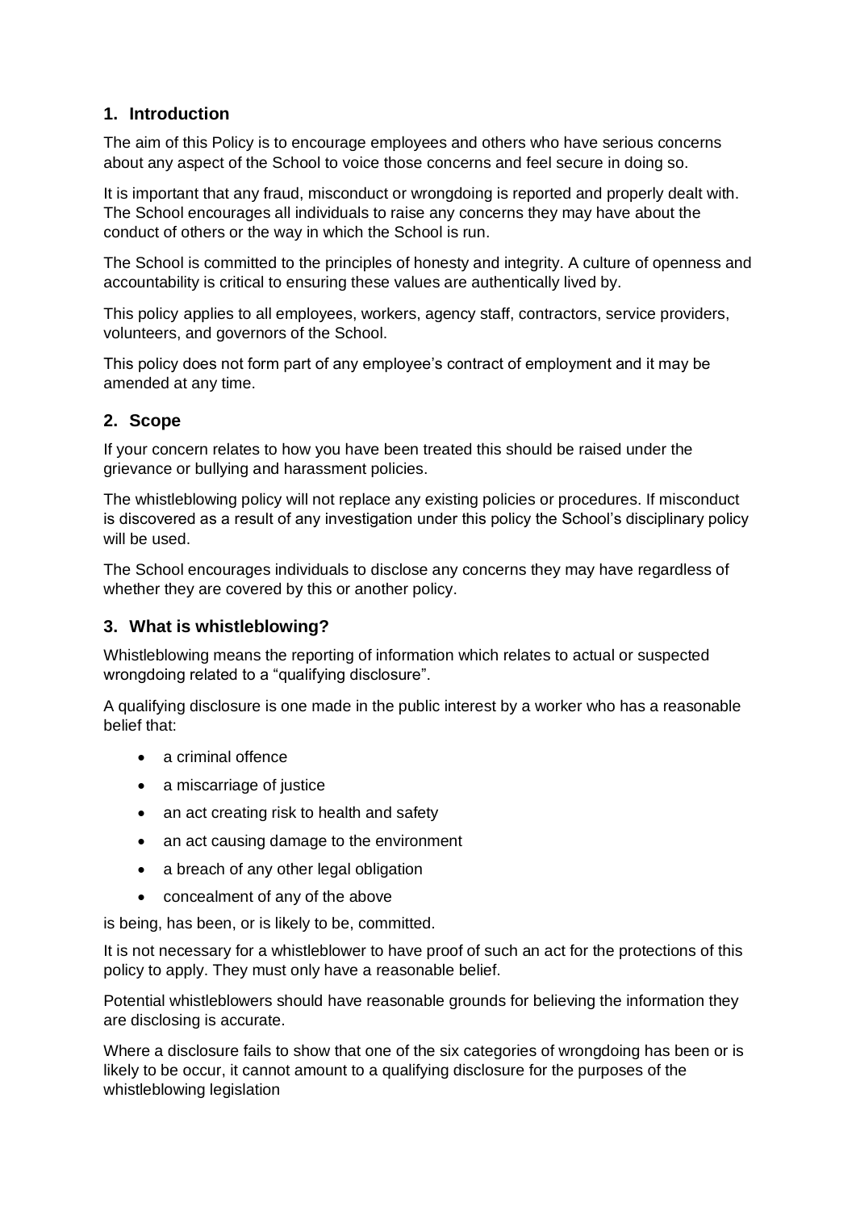## 1. Introduction

The aim of this Policy is to encourage employees and others who have serious concerns about any aspect of the School to voice those concerns and feel secure in doing so.

It is important that any fraud, misconduct or wrongdoing is reported and properly dealt with. The School encourages all individuals to raise any concerns they may have about the conduct of others or the way in which the School is run.

The School is committed to the principles of honesty and integrity. A culture of openness and accountability is critical to ensuring these values are authentically lived by.

This policy applies to all employees, workers, agency staff, contractors, service providers, volunteers, and governors of the School.

This policy does not form part of any employee's contract of employment and it may be amended at any time.

## 2. Scope

If your concern relates to how you have been treated this should be raised under the grievance or bullying and harassment policies.

The whistleblowing policy will not replace any existing policies or procedures. If misconduct is discovered as a result of any investigation under this policy the School's disciplinary policy will be used.

The School encourages individuals to disclose any concerns they may have regardless of whether they are covered by this or another policy.

## 3. What is whistleblowing?

Whistleblowing means the reporting of information which relates to actual or suspected wrongdoing related to a "qualifying disclosure".

A qualifying disclosure is one made in the public interest by a worker who has a reasonable belief that:

- a criminal offence
- a miscarriage of justice
- an act creating risk to health and safety
- an act causing damage to the environment
- a breach of any other legal obligation
- concealment of any of the above

is being, has been, or is likely to be, committed.

It is not necessary for a whistleblower to have proof of such an act for the protections of this policy to apply. They must only have a reasonable belief.

Potential whistleblowers should have reasonable grounds for believing the information they are disclosing is accurate.

Where a disclosure fails to show that one of the six categories of wrongdoing has been or is likely to be occur, it cannot amount to a qualifying disclosure for the purposes of the whistleblowing legislation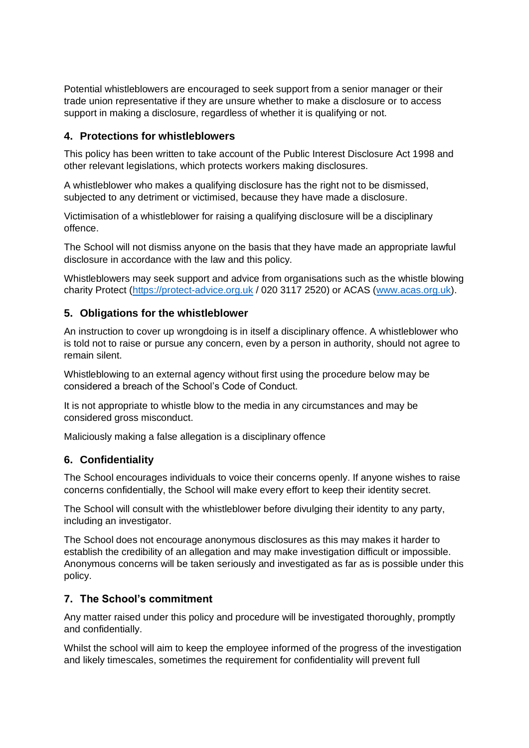Potential whistleblowers are encouraged to seek support from a senior manager or their trade union representative if they are unsure whether to make a disclosure or to access support in making a disclosure, regardless of whether it is qualifying or not.

## 4. Protections for whistleblowers

This policy has been written to take account of the Public Interest Disclosure Act 1998 and other relevant legislations, which protects workers making disclosures.

A whistleblower who makes a qualifying disclosure has the right not to be dismissed, subjected to any detriment or victimised, because they have made a disclosure.

Victimisation of a whistleblower for raising a qualifying disclosure will be a disciplinary offence.

The School will not dismiss anyone on the basis that they have made an appropriate lawful disclosure in accordance with the law and this policy.

Whistleblowers may seek support and advice from organisations such as the whistle blowing charity Protect (https://protect-advice.org.uk / 020 3117 2520) or ACAS (www.acas.org.uk).

## 5. Obligations for the whistleblower

An instruction to cover up wrongdoing is in itself a disciplinary offence. A whistleblower who is told not to raise or pursue any concern, even by a person in authority, should not agree to remain silent.

Whistleblowing to an external agency without first using the procedure below may be considered a breach of the School's Code of Conduct.

It is not appropriate to whistle blow to the media in any circumstances and may be considered gross misconduct.

Maliciously making a false allegation is a disciplinary offence

## 6. Confidentiality

The School encourages individuals to voice their concerns openly. If anyone wishes to raise concerns confidentially, the School will make every effort to keep their identity secret.

The School will consult with the whistleblower before divulging their identity to any party, including an investigator.

The School does not encourage anonymous disclosures as this may makes it harder to establish the credibility of an allegation and may make investigation difficult or impossible. Anonymous concerns will be taken seriously and investigated as far as is possible under this policy.

## 7. The School's commitment

Any matter raised under this policy and procedure will be investigated thoroughly, promptly and confidentially.

Whilst the school will aim to keep the employee informed of the progress of the investigation and likely timescales, sometimes the requirement for confidentiality will prevent full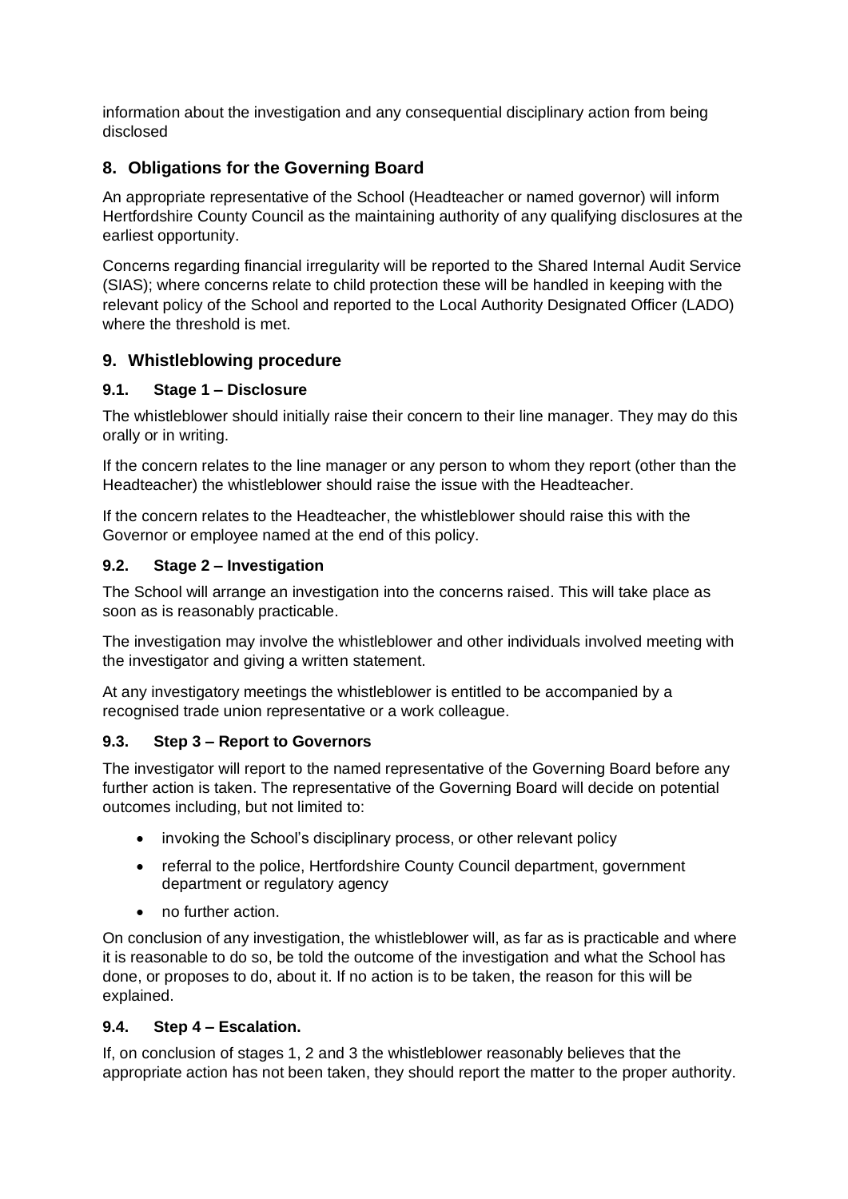information about the investigation and any consequential disciplinary action from being disclosed

## 8. Obligations for the Governing Board

An appropriate representative of the School (Headteacher or named governor) will inform Hertfordshire County Council as the maintaining authority of any qualifying disclosures at the earliest opportunity.

Concerns regarding financial irregularity will be reported to the Shared Internal Audit Service (SIAS); where concerns relate to child protection these will be handled in keeping with the relevant policy of the School and reported to the Local Authority Designated Officer (LADO) where the threshold is met.

## 9. Whistleblowing procedure

### 9.1. Stage 1 – Disclosure

The whistleblower should initially raise their concern to their line manager. They may do this orally or in writing.

If the concern relates to the line manager or any person to whom they report (other than the Headteacher) the whistleblower should raise the issue with the Headteacher.

If the concern relates to the Headteacher, the whistleblower should raise this with the Governor or employee named at the end of this policy.

### 9.2. Stage 2 – Investigation

The School will arrange an investigation into the concerns raised. This will take place as soon as is reasonably practicable.

The investigation may involve the whistleblower and other individuals involved meeting with the investigator and giving a written statement.

At any investigatory meetings the whistleblower is entitled to be accompanied by a recognised trade union representative or a work colleague.

### 9.3. Step 3 – Report to Governors

The investigator will report to the named representative of the Governing Board before any further action is taken. The representative of the Governing Board will decide on potential outcomes including, but not limited to:

- invoking the School's disciplinary process, or other relevant policy
- referral to the police, Hertfordshire County Council department, government department or regulatory agency
- no further action.

On conclusion of any investigation, the whistleblower will, as far as is practicable and where it is reasonable to do so, be told the outcome of the investigation and what the School has done, or proposes to do, about it. If no action is to be taken, the reason for this will be explained.

### 9.4. Step 4 – Escalation.

If, on conclusion of stages 1, 2 and 3 the whistleblower reasonably believes that the appropriate action has not been taken, they should report the matter to the proper authority.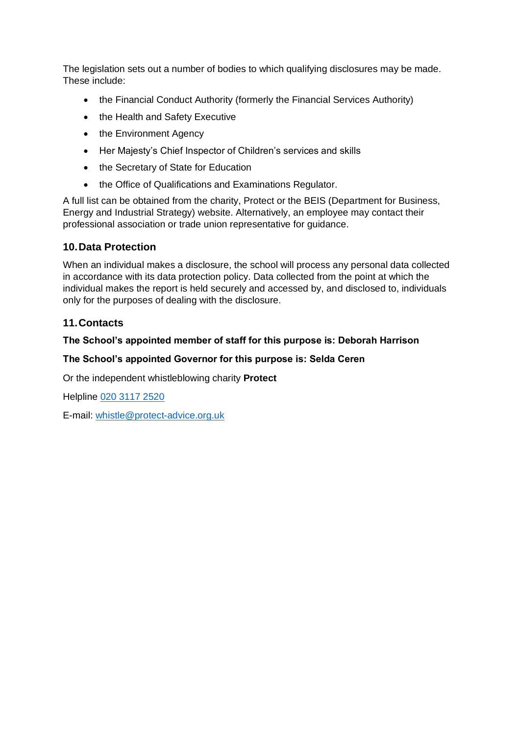The legislation sets out a number of bodies to which qualifying disclosures may be made. These include:

- the Financial Conduct Authority (formerly the Financial Services Authority)
- the Health and Safety Executive
- the Environment Agency
- Her Majesty's Chief Inspector of Children's services and skills
- the Secretary of State for Education
- the Office of Qualifications and Examinations Regulator.

A full list can be obtained from the charity, Protect or the BEIS (Department for Business, Energy and Industrial Strategy) website. Alternatively, an employee may contact their professional association or trade union representative for guidance.

## 10. Data Protection

When an individual makes a disclosure, the school will process any personal data collected in accordance with its data protection policy. Data collected from the point at which the individual makes the report is held securely and accessed by, and disclosed to, individuals only for the purposes of dealing with the disclosure.

## 11. Contacts

**The School's appointed member of staff for this purpose is: Deborah Harrison**

**The School's appointed Governor for this purpose is: Selda Ceren**

Or the independent whistleblowing charity **Protect**

Helpline 020 3117 2520

E-mail: whistle@protect-advice.org.uk